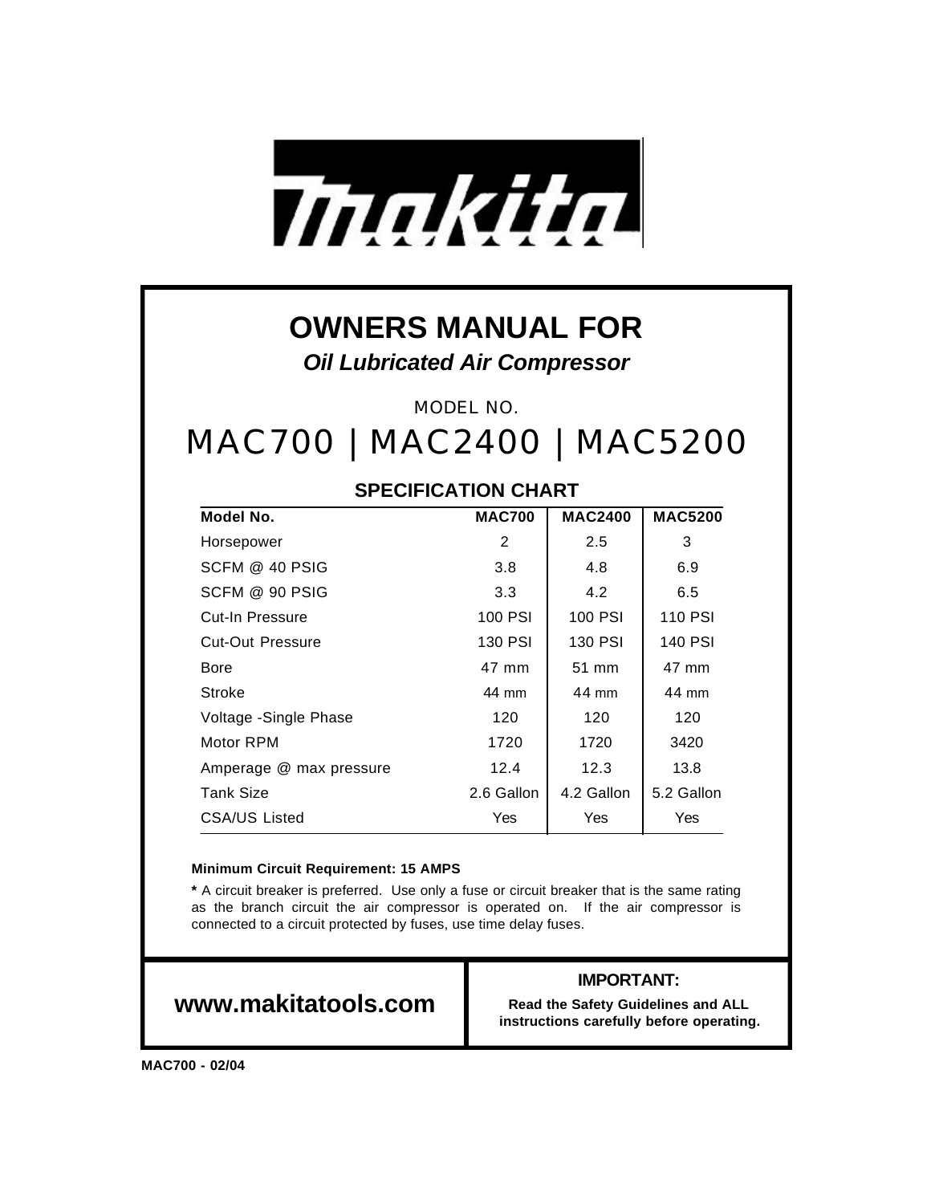# OWNERS MANUAL FOR

***Oil Lubricated Air Compressor***

MODEL NO.

## MAC700 | MAC2400 | MAC5200

### SPECIFICATION CHART

| Model No. | MAC700 | MAC2400 | MAC5200 |
| --- | --- | --- | --- |
| Horsepower | 2 | 2.5 | 3 |
| SCFM @ 40 PSIG | 3.8 | 4.8 | 6.9 |
| SCFM @ 90 PSIG | 3.3 | 4.2 | 6.5 |
| Cut-In Pressure | 100 PSI | 100 PSI | 110 PSI |
| Cut-Out Pressure | 130 PSI | 130 PSI | 140 PSI |
| Bore | 47 mm | 51 mm | 47 mm |
| Stroke | 44 mm | 44 mm | 44 mm |
| Voltage -Single Phase | 120 | 120 | 120 |
| Motor RPM | 1720 | 1720 | 3420 |
| Amperage @ max pressure | 12.4 | 12.3 | 13.8 |
| Tank Size | 2.6 Gallon | 4.2 Gallon | 5.2 Gallon |
| CSA/US Listed | Yes | Yes | Yes |

**Minimum Circuit Requirement: 15 AMPS**

**\*** A circuit breaker is preferred. Use only a fuse or circuit breaker that is the same rating as the branch circuit the air compressor is operated on. If the air compressor is connected to a circuit protected by fuses, use time delay fuses.

**www.makitatools.com**

**IMPORTANT:**

**Read the Safety Guidelines and ALL instructions carefully before operating.**

**MAC700 - 02/04**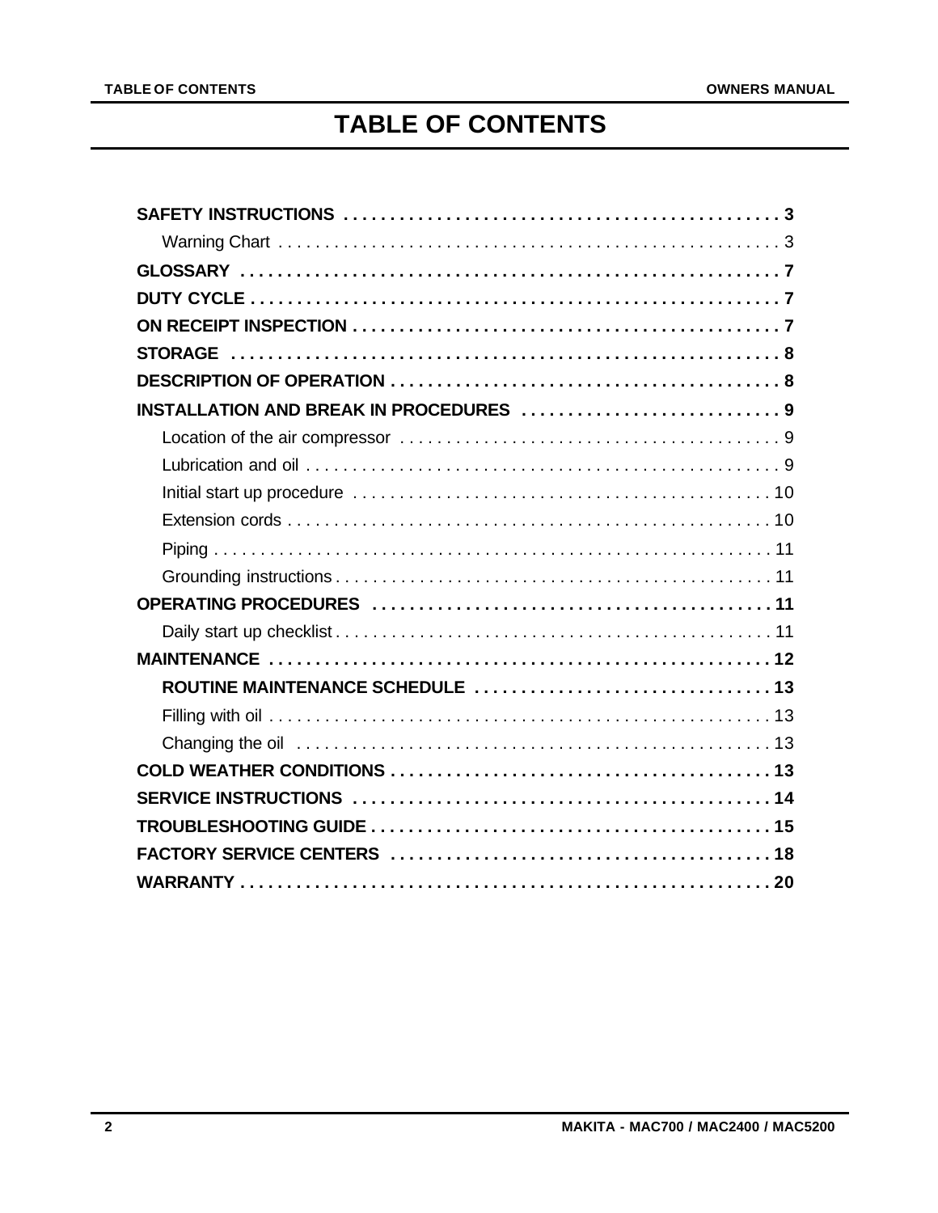# TABLE OF CONTENTS

**SAFETY INSTRUCTIONS** . . . . . . . . . . . . . . . . . . . . . . . . . . . . . . . . . . . . . . . . . . . . . . . 3

Warning Chart . . . . . . . . . . . . . . . . . . . . . . . . . . . . . . . . . . . . . . . . . . . . . . . . . . . . . . 3

**GLOSSARY** . . . . . . . . . . . . . . . . . . . . . . . . . . . . . . . . . . . . . . . . . . . . . . . . . . . . . . . . . 7

**DUTY CYCLE** . . . . . . . . . . . . . . . . . . . . . . . . . . . . . . . . . . . . . . . . . . . . . . . . . . . . . . . . 7

**ON RECEIPT INSPECTION** . . . . . . . . . . . . . . . . . . . . . . . . . . . . . . . . . . . . . . . . . . . . . 7

**STORAGE** . . . . . . . . . . . . . . . . . . . . . . . . . . . . . . . . . . . . . . . . . . . . . . . . . . . . . . . . . . 8

**DESCRIPTION OF OPERATION** . . . . . . . . . . . . . . . . . . . . . . . . . . . . . . . . . . . . . . . . . 8

**INSTALLATION AND BREAK IN PROCEDURES** . . . . . . . . . . . . . . . . . . . . . . . . . . . 9

Location of the air compressor . . . . . . . . . . . . . . . . . . . . . . . . . . . . . . . . . . . . . . . . . 9

Lubrication and oil . . . . . . . . . . . . . . . . . . . . . . . . . . . . . . . . . . . . . . . . . . . . . . . . . . . 9

Initial start up procedure . . . . . . . . . . . . . . . . . . . . . . . . . . . . . . . . . . . . . . . . . . . . . 10

Extension cords . . . . . . . . . . . . . . . . . . . . . . . . . . . . . . . . . . . . . . . . . . . . . . . . . . . . 10

Piping . . . . . . . . . . . . . . . . . . . . . . . . . . . . . . . . . . . . . . . . . . . . . . . . . . . . . . . . . . . . 11

Grounding instructions . . . . . . . . . . . . . . . . . . . . . . . . . . . . . . . . . . . . . . . . . . . . . . . 11

**OPERATING PROCEDURES** . . . . . . . . . . . . . . . . . . . . . . . . . . . . . . . . . . . . . . . . . . 11

Daily start up checklist . . . . . . . . . . . . . . . . . . . . . . . . . . . . . . . . . . . . . . . . . . . . . . . 11

**MAINTENANCE** . . . . . . . . . . . . . . . . . . . . . . . . . . . . . . . . . . . . . . . . . . . . . . . . . . . . . 12

**ROUTINE MAINTENANCE SCHEDULE** . . . . . . . . . . . . . . . . . . . . . . . . . . . . . . . 13

Filling with oil . . . . . . . . . . . . . . . . . . . . . . . . . . . . . . . . . . . . . . . . . . . . . . . . . . . . . . 13

Changing the oil . . . . . . . . . . . . . . . . . . . . . . . . . . . . . . . . . . . . . . . . . . . . . . . . . . . . 13

**COLD WEATHER CONDITIONS** . . . . . . . . . . . . . . . . . . . . . . . . . . . . . . . . . . . . . . . . 13

**SERVICE INSTRUCTIONS** . . . . . . . . . . . . . . . . . . . . . . . . . . . . . . . . . . . . . . . . . . . . 14

**TROUBLESHOOTING GUIDE** . . . . . . . . . . . . . . . . . . . . . . . . . . . . . . . . . . . . . . . . . . 15

**FACTORY SERVICE CENTERS** . . . . . . . . . . . . . . . . . . . . . . . . . . . . . . . . . . . . . . . . 18

**WARRANTY** . . . . . . . . . . . . . . . . . . . . . . . . . . . . . . . . . . . . . . . . . . . . . . . . . . . . . . . . . 20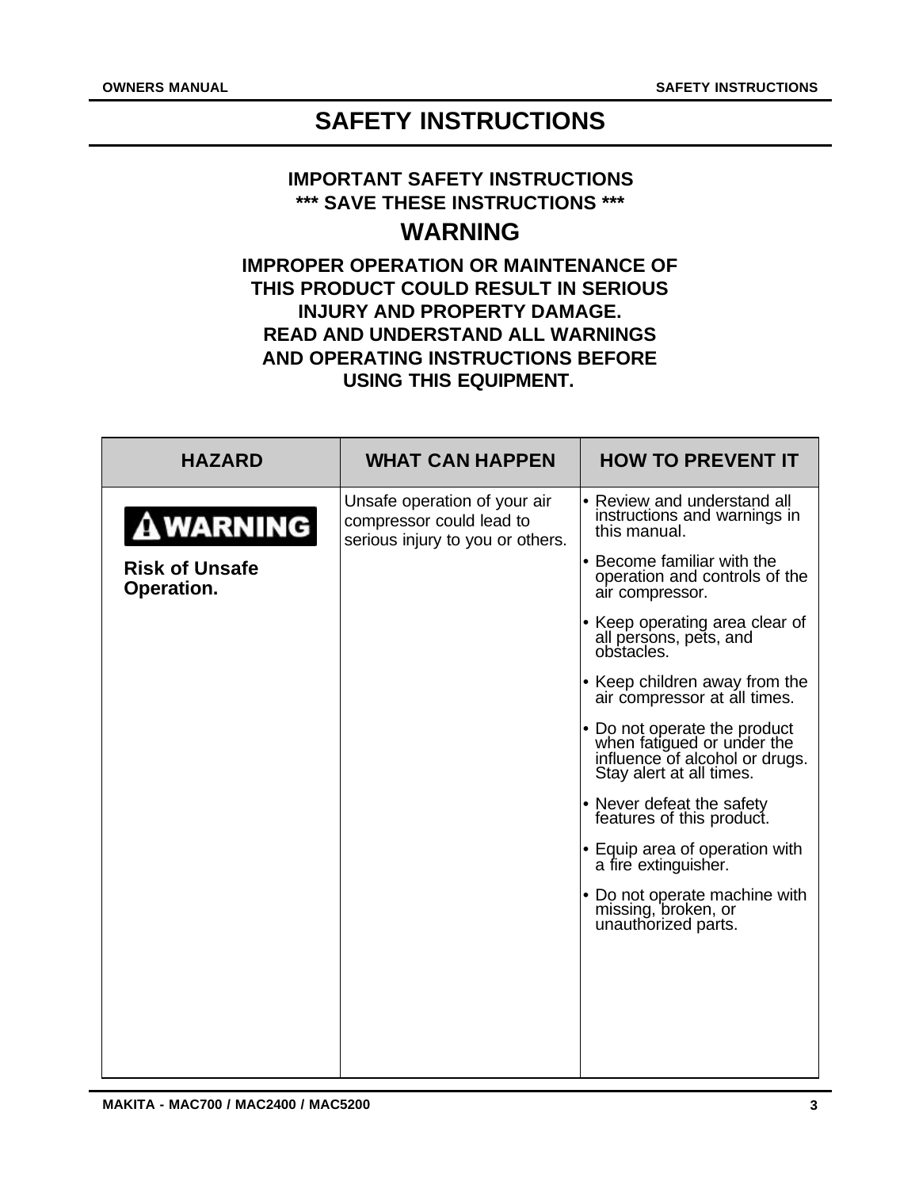# SAFETY INSTRUCTIONS

**IMPORTANT SAFETY INSTRUCTIONS**
**\*\*\* SAVE THESE INSTRUCTIONS \*\*\***

## WARNING

**IMPROPER OPERATION OR MAINTENANCE OF THIS PRODUCT COULD RESULT IN SERIOUS INJURY AND PROPERTY DAMAGE. READ AND UNDERSTAND ALL WARNINGS AND OPERATING INSTRUCTIONS BEFORE USING THIS EQUIPMENT.**

| HAZARD | WHAT CAN HAPPEN | HOW TO PREVENT IT |
|---|---|---|
| **⚠WARNING**<br>**Risk of Unsafe Operation.** | Unsafe operation of your air compressor could lead to serious injury to you or others. | • Review and understand all instructions and warnings in this manual.<br>• Become familiar with the operation and controls of the air compressor.<br>• Keep operating area clear of all persons, pets, and obstacles.<br>• Keep children away from the air compressor at all times.<br>• Do not operate the product when fatigued or under the influence of alcohol or drugs. Stay alert at all times.<br>• Never defeat the safety features of this product.<br>• Equip area of operation with a fire extinguisher.<br>• Do not operate machine with missing, broken, or unauthorized parts. |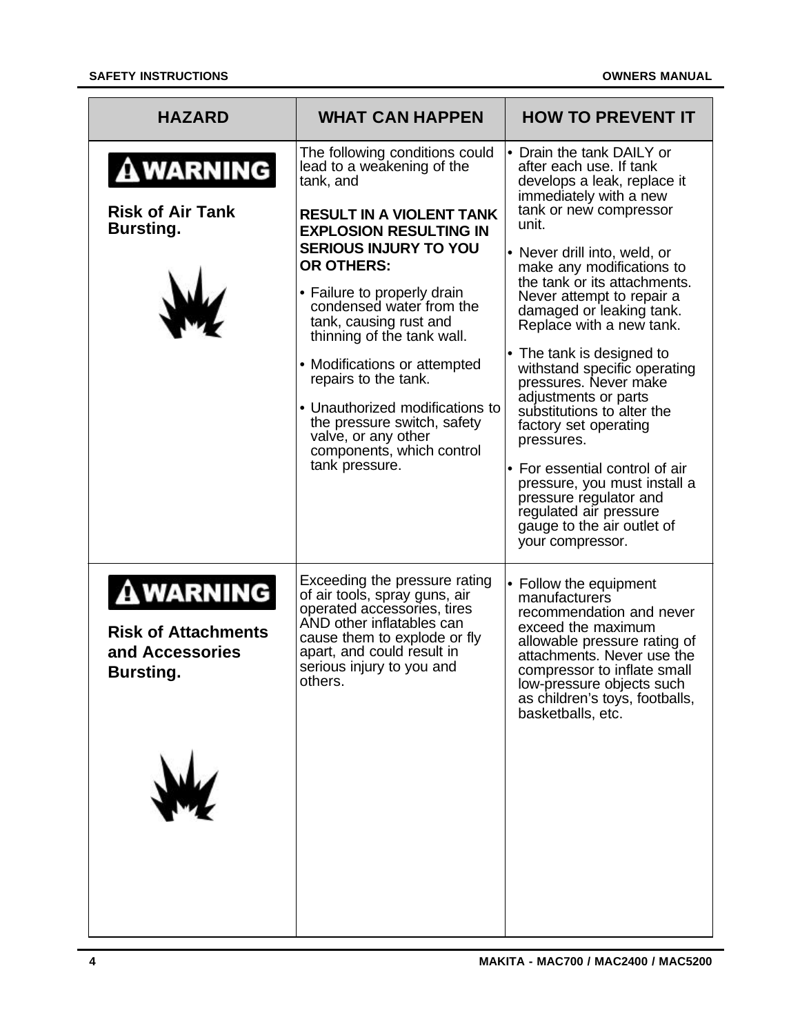| HAZARD | WHAT CAN HAPPEN | HOW TO PREVENT IT |
|---|---|---|
| **WARNING**<br><br>**Risk of Air Tank Bursting.** | The following conditions could lead to a weakening of the tank, and<br><br>**RESULT IN A VIOLENT TANK EXPLOSION RESULTING IN SERIOUS INJURY TO YOU OR OTHERS:**<br><br>• Failure to properly drain condensed water from the tank, causing rust and thinning of the tank wall.<br><br>• Modifications or attempted repairs to the tank.<br><br>• Unauthorized modifications to the pressure switch, safety valve, or any other components, which control tank pressure. | • Drain the tank DAILY or after each use. If tank develops a leak, replace it immediately with a new tank or new compressor unit.<br><br>• Never drill into, weld, or make any modifications to the tank or its attachments. Never attempt to repair a damaged or leaking tank. Replace with a new tank.<br><br>• The tank is designed to withstand specific operating pressures. Never make adjustments or parts substitutions to alter the factory set operating pressures.<br><br>• For essential control of air pressure, you must install a pressure regulator and regulated air pressure gauge to the air outlet of your compressor. |
| **WARNING**<br><br>**Risk of Attachments and Accessories Bursting.** | Exceeding the pressure rating of air tools, spray guns, air operated accessories, tires AND other inflatables can cause them to explode or fly apart, and could result in serious injury to you and others. | • Follow the equipment manufacturers recommendation and never exceed the maximum allowable pressure rating of attachments. Never use the compressor to inflate small low-pressure objects such as children's toys, footballs, basketballs, etc. |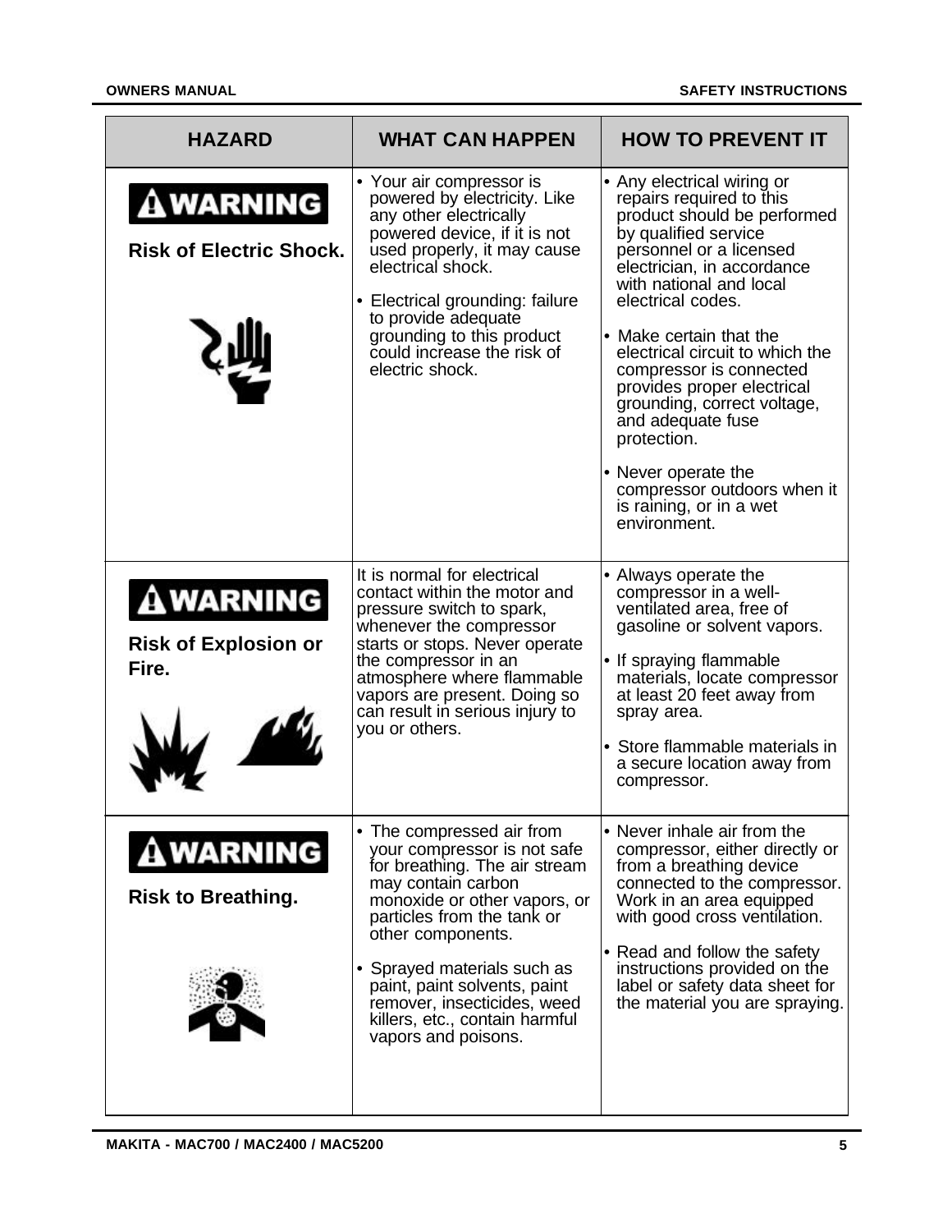| HAZARD | WHAT CAN HAPPEN | HOW TO PREVENT IT |
|---|---|---|
| **⚠WARNING** <br> **Risk of Electric Shock.** | • Your air compressor is powered by electricity. Like any other electrically powered device, if it is not used properly, it may cause electrical shock. <br> • Electrical grounding: failure to provide adequate grounding to this product could increase the risk of electric shock. | • Any electrical wiring or repairs required to this product should be performed by qualified service personnel or a licensed electrician, in accordance with national and local electrical codes. <br> • Make certain that the electrical circuit to which the compressor is connected provides proper electrical grounding, correct voltage, and adequate fuse protection. <br> • Never operate the compressor outdoors when it is raining, or in a wet environment. |
| **⚠WARNING** <br> **Risk of Explosion or Fire.** | It is normal for electrical contact within the motor and pressure switch to spark, whenever the compressor starts or stops. Never operate the compressor in an atmosphere where flammable vapors are present. Doing so can result in serious injury to you or others. | • Always operate the compressor in a well-ventilated area, free of gasoline or solvent vapors. <br> • If spraying flammable materials, locate compressor at least 20 feet away from spray area. <br> • Store flammable materials in a secure location away from compressor. |
| **⚠WARNING** <br> **Risk to Breathing.** | • The compressed air from your compressor is not safe for breathing. The air stream may contain carbon monoxide or other vapors, or particles from the tank or other components. <br> • Sprayed materials such as paint, paint solvents, paint remover, insecticides, weed killers, etc., contain harmful vapors and poisons. | • Never inhale air from the compressor, either directly or from a breathing device connected to the compressor. Work in an area equipped with good cross ventilation. <br> • Read and follow the safety instructions provided on the label or safety data sheet for the material you are spraying. |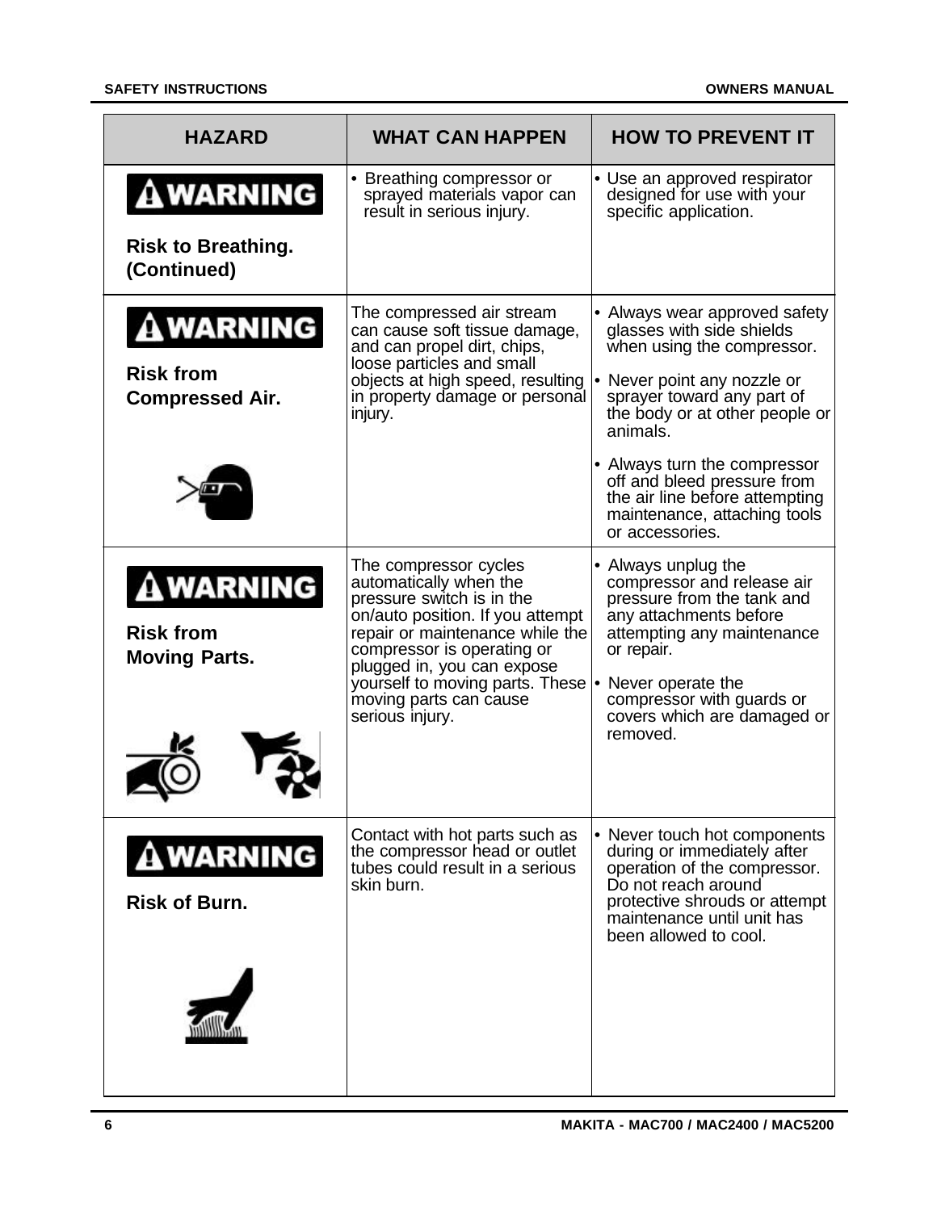| HAZARD | WHAT CAN HAPPEN | HOW TO PREVENT IT |
|---|---|---|
| **WARNING** **Risk to Breathing. (Continued)** | • Breathing compressor or sprayed materials vapor can result in serious injury. | • Use an approved respirator designed for use with your specific application. |
| **WARNING** **Risk from Compressed Air.** | The compressed air stream can cause soft tissue damage, and can propel dirt, chips, loose particles and small objects at high speed, resulting in property damage or personal injury. | • Always wear approved safety glasses with side shields when using the compressor.<br>• Never point any nozzle or sprayer toward any part of the body or at other people or animals.<br>• Always turn the compressor off and bleed pressure from the air line before attempting maintenance, attaching tools or accessories. |
| **WARNING** **Risk from Moving Parts.** | The compressor cycles automatically when the pressure switch is in the on/auto position. If you attempt repair or maintenance while the compressor is operating or plugged in, you can expose yourself to moving parts. These moving parts can cause serious injury. | • Always unplug the compressor and release air pressure from the tank and any attachments before attempting any maintenance or repair.<br>• Never operate the compressor with guards or covers which are damaged or removed. |
| **WARNING** **Risk of Burn.** | Contact with hot parts such as the compressor head or outlet tubes could result in a serious skin burn. | • Never touch hot components during or immediately after operation of the compressor. Do not reach around protective shrouds or attempt maintenance until unit has been allowed to cool. |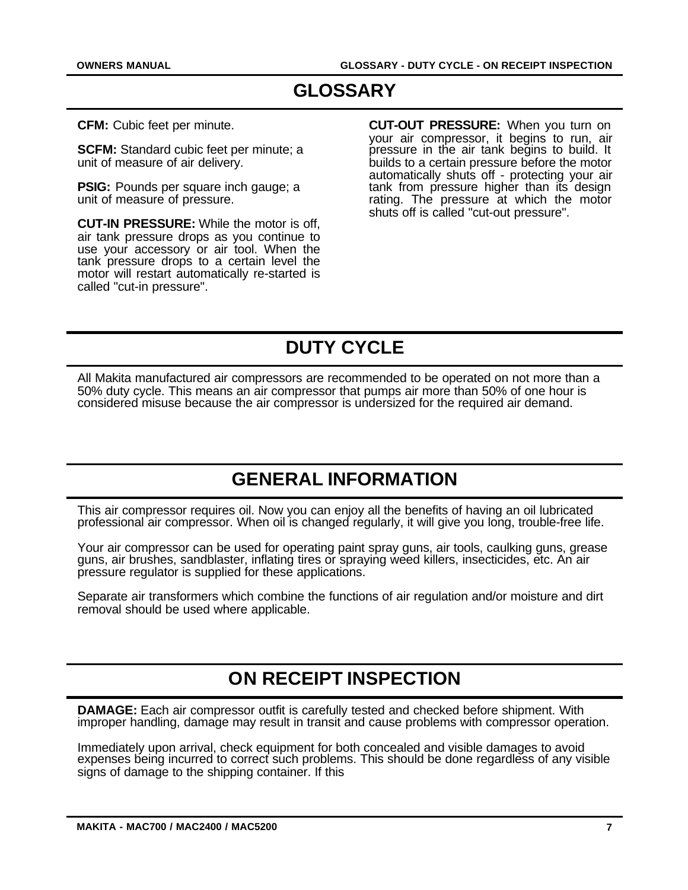# GLOSSARY

**CFM:** Cubic feet per minute.

**SCFM:** Standard cubic feet per minute; a unit of measure of air delivery.

**PSIG:** Pounds per square inch gauge; a unit of measure of pressure.

**CUT-IN PRESSURE:** While the motor is off, air tank pressure drops as you continue to use your accessory or air tool. When the tank pressure drops to a certain level the motor will restart automatically re-started is called "cut-in pressure".

**CUT-OUT PRESSURE:** When you turn on your air compressor, it begins to run, air pressure in the air tank begins to build. It builds to a certain pressure before the motor automatically shuts off - protecting your air tank from pressure higher than its design rating. The pressure at which the motor shuts off is called "cut-out pressure".

# DUTY CYCLE

All Makita manufactured air compressors are recommended to be operated on not more than a 50% duty cycle. This means an air compressor that pumps air more than 50% of one hour is considered misuse because the air compressor is undersized for the required air demand.

# GENERAL INFORMATION

This air compressor requires oil. Now you can enjoy all the benefits of having an oil lubricated professional air compressor. When oil is changed regularly, it will give you long, trouble-free life.

Your air compressor can be used for operating paint spray guns, air tools, caulking guns, grease guns, air brushes, sandblaster, inflating tires or spraying weed killers, insecticides, etc. An air pressure regulator is supplied for these applications.

Separate air transformers which combine the functions of air regulation and/or moisture and dirt removal should be used where applicable.

# ON RECEIPT INSPECTION

**DAMAGE:** Each air compressor outfit is carefully tested and checked before shipment. With improper handling, damage may result in transit and cause problems with compressor operation.

Immediately upon arrival, check equipment for both concealed and visible damages to avoid expenses being incurred to correct such problems. This should be done regardless of any visible signs of damage to the shipping container. If this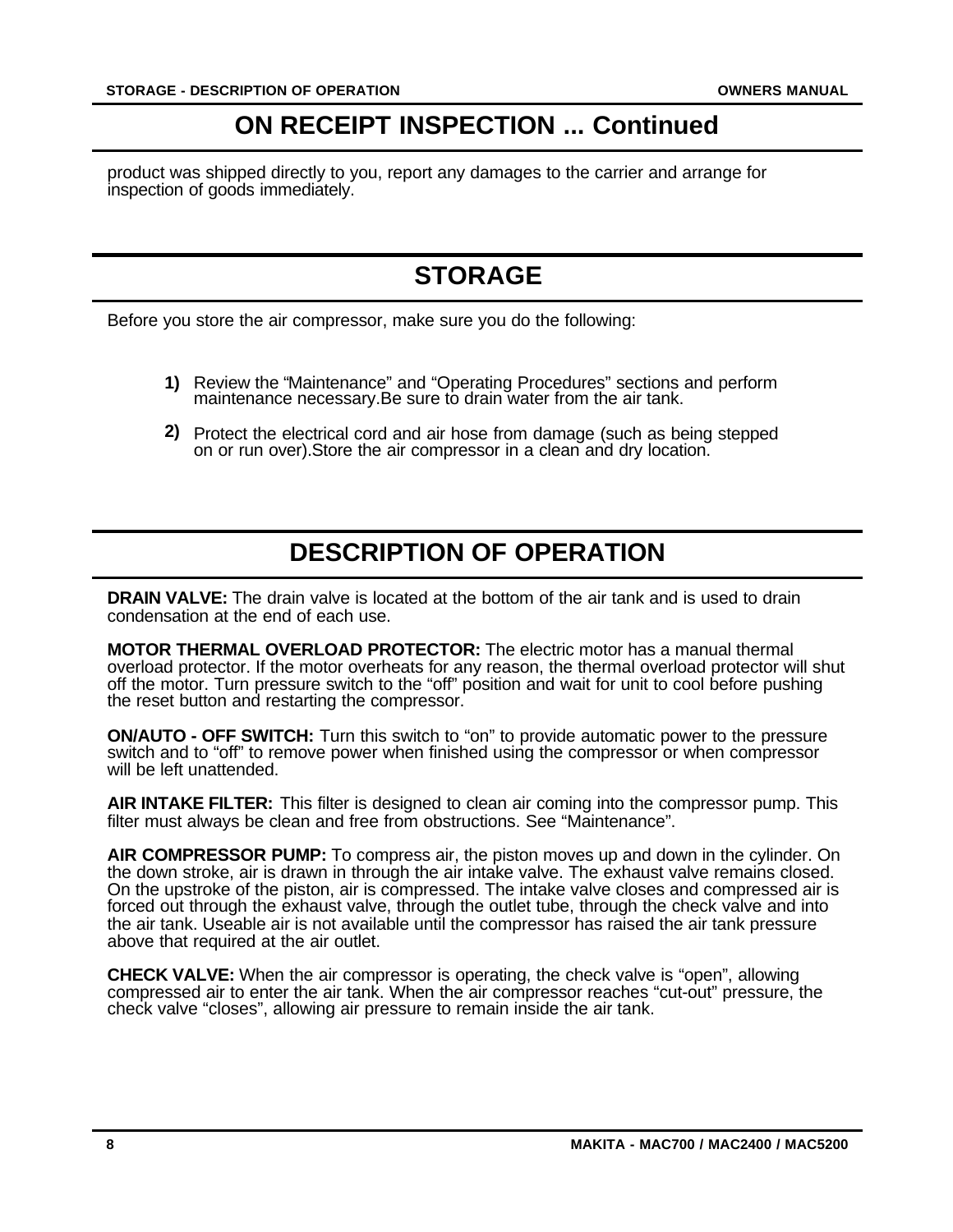## ON RECEIPT INSPECTION ... Continued

product was shipped directly to you, report any damages to the carrier and arrange for inspection of goods immediately.

## STORAGE

Before you store the air compressor, make sure you do the following:

**1)** Review the "Maintenance" and "Operating Procedures" sections and perform maintenance necessary.Be sure to drain water from the air tank.

**2)** Protect the electrical cord and air hose from damage (such as being stepped on or run over).Store the air compressor in a clean and dry location.

## DESCRIPTION OF OPERATION

**DRAIN VALVE:** The drain valve is located at the bottom of the air tank and is used to drain condensation at the end of each use.

**MOTOR THERMAL OVERLOAD PROTECTOR:** The electric motor has a manual thermal overload protector. If the motor overheats for any reason, the thermal overload protector will shut off the motor. Turn pressure switch to the "off" position and wait for unit to cool before pushing the reset button and restarting the compressor.

**ON/AUTO - OFF SWITCH:** Turn this switch to "on" to provide automatic power to the pressure switch and to "off" to remove power when finished using the compressor or when compressor will be left unattended.

**AIR INTAKE FILTER:** This filter is designed to clean air coming into the compressor pump. This filter must always be clean and free from obstructions. See "Maintenance".

**AIR COMPRESSOR PUMP:** To compress air, the piston moves up and down in the cylinder. On the down stroke, air is drawn in through the air intake valve. The exhaust valve remains closed. On the upstroke of the piston, air is compressed. The intake valve closes and compressed air is forced out through the exhaust valve, through the outlet tube, through the check valve and into the air tank. Useable air is not available until the compressor has raised the air tank pressure above that required at the air outlet.

**CHECK VALVE:** When the air compressor is operating, the check valve is "open", allowing compressed air to enter the air tank. When the air compressor reaches "cut-out" pressure, the check valve "closes", allowing air pressure to remain inside the air tank.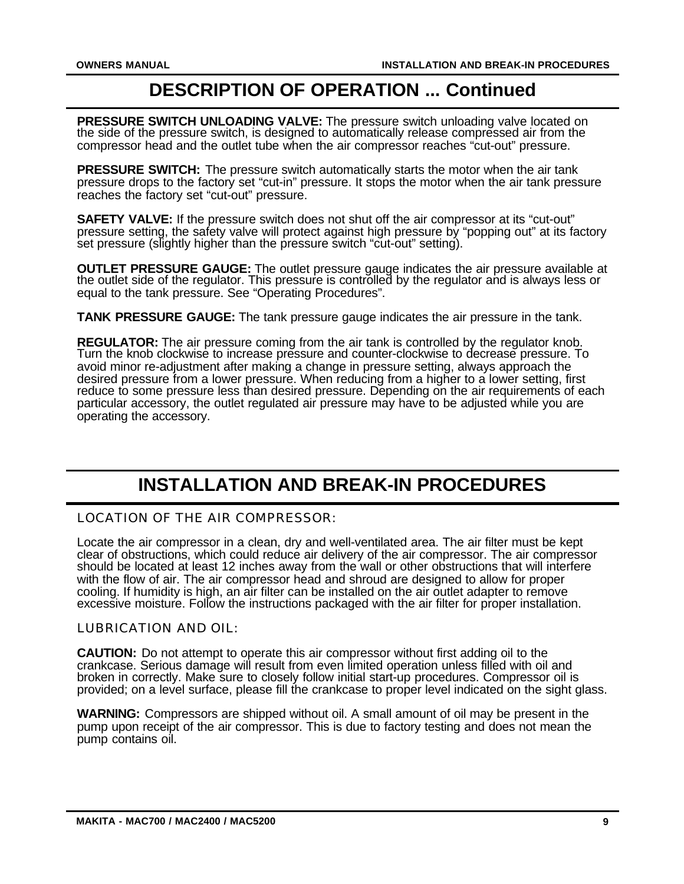# DESCRIPTION OF OPERATION ... Continued

**PRESSURE SWITCH UNLOADING VALVE:** The pressure switch unloading valve located on the side of the pressure switch, is designed to automatically release compressed air from the compressor head and the outlet tube when the air compressor reaches "cut-out" pressure.

**PRESSURE SWITCH:** The pressure switch automatically starts the motor when the air tank pressure drops to the factory set "cut-in" pressure. It stops the motor when the air tank pressure reaches the factory set "cut-out" pressure.

**SAFETY VALVE:** If the pressure switch does not shut off the air compressor at its "cut-out" pressure setting, the safety valve will protect against high pressure by "popping out" at its factory set pressure (slightly higher than the pressure switch "cut-out" setting).

**OUTLET PRESSURE GAUGE:** The outlet pressure gauge indicates the air pressure available at the outlet side of the regulator. This pressure is controlled by the regulator and is always less or equal to the tank pressure. See "Operating Procedures".

**TANK PRESSURE GAUGE:** The tank pressure gauge indicates the air pressure in the tank.

**REGULATOR:** The air pressure coming from the air tank is controlled by the regulator knob. Turn the knob clockwise to increase pressure and counter-clockwise to decrease pressure. To avoid minor re-adjustment after making a change in pressure setting, always approach the desired pressure from a lower pressure. When reducing from a higher to a lower setting, first reduce to some pressure less than desired pressure. Depending on the air requirements of each particular accessory, the outlet regulated air pressure may have to be adjusted while you are operating the accessory.

# INSTALLATION AND BREAK-IN PROCEDURES

## LOCATION OF THE AIR COMPRESSOR:

Locate the air compressor in a clean, dry and well-ventilated area. The air filter must be kept clear of obstructions, which could reduce air delivery of the air compressor. The air compressor should be located at least 12 inches away from the wall or other obstructions that will interfere with the flow of air. The air compressor head and shroud are designed to allow for proper cooling. If humidity is high, an air filter can be installed on the air outlet adapter to remove excessive moisture. Follow the instructions packaged with the air filter for proper installation.

## LUBRICATION AND OIL:

**CAUTION:** Do not attempt to operate this air compressor without first adding oil to the crankcase. Serious damage will result from even limited operation unless filled with oil and broken in correctly. Make sure to closely follow initial start-up procedures. Compressor oil is provided; on a level surface, please fill the crankcase to proper level indicated on the sight glass.

**WARNING:** Compressors are shipped without oil. A small amount of oil may be present in the pump upon receipt of the air compressor. This is due to factory testing and does not mean the pump contains oil.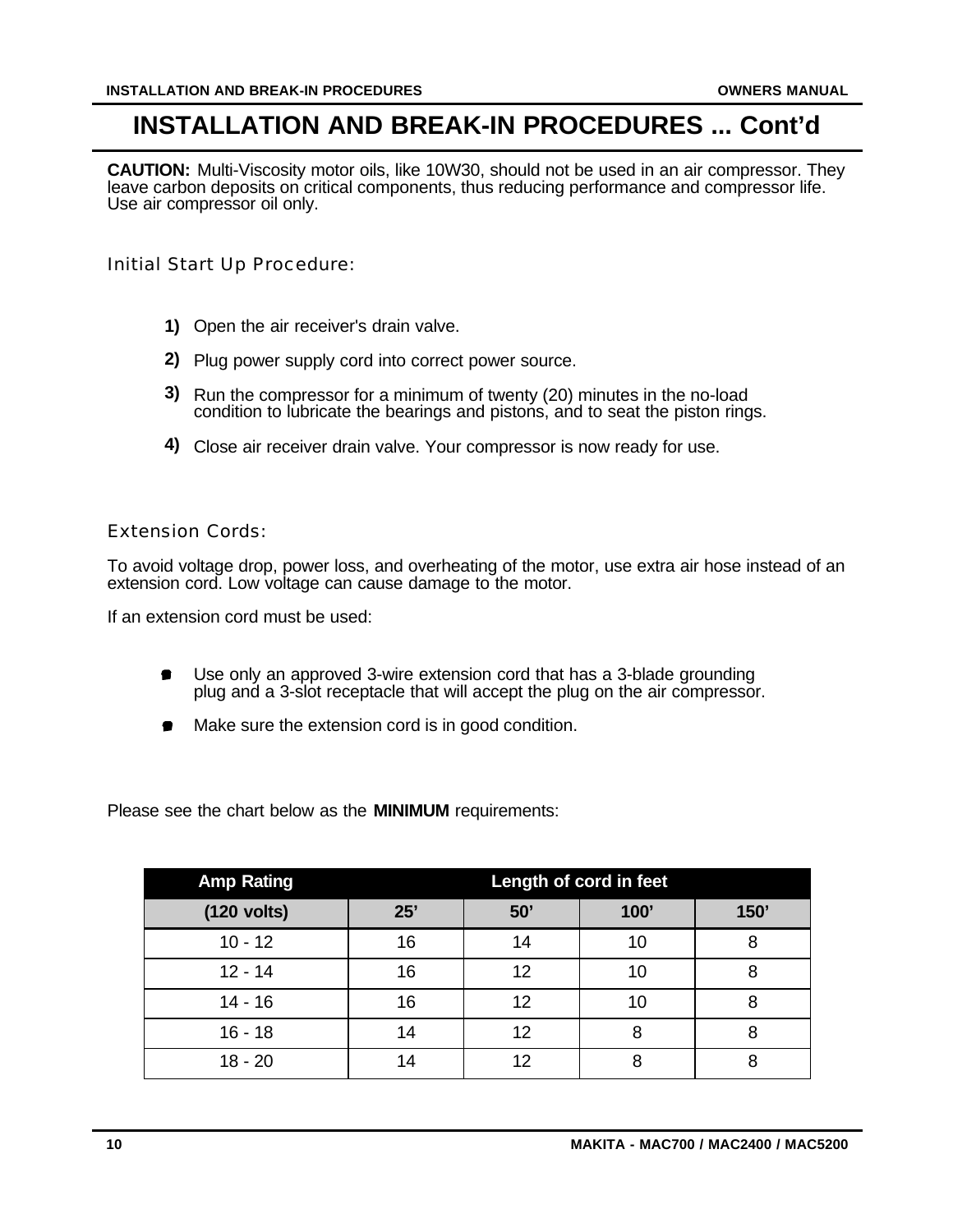# INSTALLATION AND BREAK-IN PROCEDURES ... Cont'd

**CAUTION:** Multi-Viscosity motor oils, like 10W30, should not be used in an air compressor. They leave carbon deposits on critical components, thus reducing performance and compressor life. Use air compressor oil only.

## Initial Start Up Procedure:

**1)** Open the air receiver's drain valve.

**2)** Plug power supply cord into correct power source.

**3)** Run the compressor for a minimum of twenty (20) minutes in the no-load condition to lubricate the bearings and pistons, and to seat the piston rings.

**4)** Close air receiver drain valve. Your compressor is now ready for use.

## Extension Cords:

To avoid voltage drop, power loss, and overheating of the motor, use extra air hose instead of an extension cord. Low voltage can cause damage to the motor.

If an extension cord must be used:

- Use only an approved 3-wire extension cord that has a 3-blade grounding plug and a 3-slot receptacle that will accept the plug on the air compressor.
- Make sure the extension cord is in good condition.

Please see the chart below as the **MINIMUM** requirements:

| Amp Rating | Length of cord in feet | | | |
|---|---|---|---|---|
| (120 volts) | 25' | 50' | 100' | 150' |
| 10 - 12 | 16 | 14 | 10 | 8 |
| 12 - 14 | 16 | 12 | 10 | 8 |
| 14 - 16 | 16 | 12 | 10 | 8 |
| 16 - 18 | 14 | 12 | 8 | 8 |
| 18 - 20 | 14 | 12 | 8 | 8 |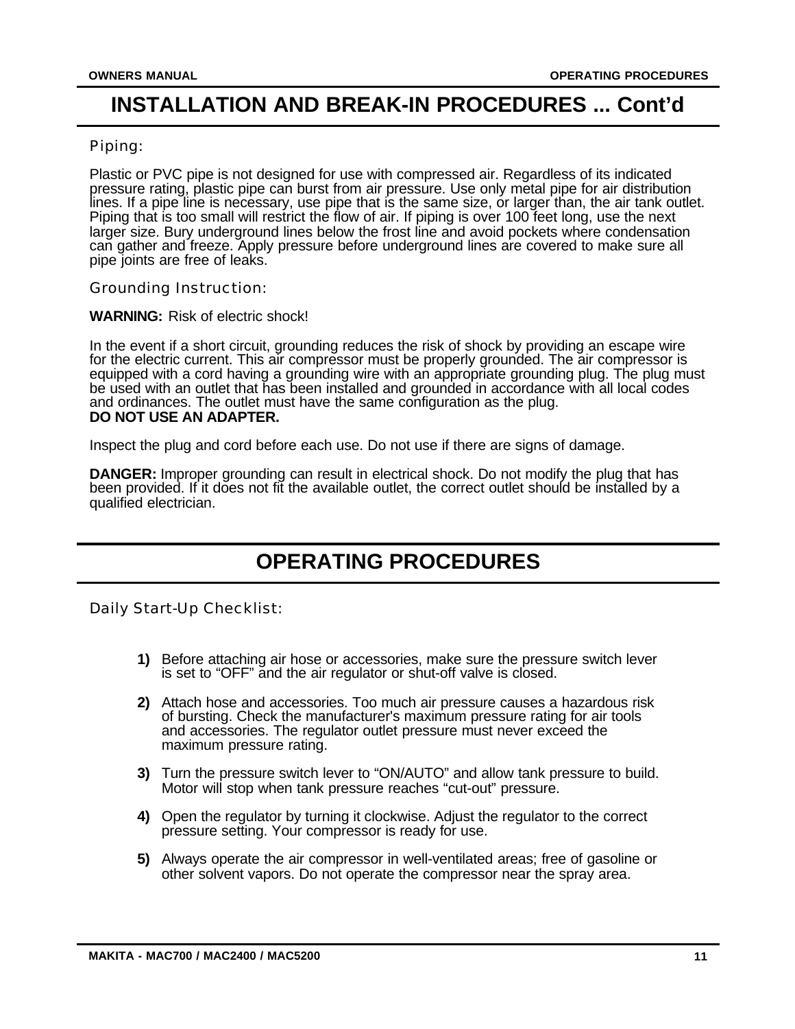# INSTALLATION AND BREAK-IN PROCEDURES ... Cont'd

### Piping:

Plastic or PVC pipe is not designed for use with compressed air. Regardless of its indicated pressure rating, plastic pipe can burst from air pressure. Use only metal pipe for air distribution lines. If a pipe line is necessary, use pipe that is the same size, or larger than, the air tank outlet. Piping that is too small will restrict the flow of air. If piping is over 100 feet long, use the next larger size. Bury underground lines below the frost line and avoid pockets where condensation can gather and freeze. Apply pressure before underground lines are covered to make sure all pipe joints are free of leaks.

### Grounding Instruction:

**WARNING:** Risk of electric shock!

In the event if a short circuit, grounding reduces the risk of shock by providing an escape wire for the electric current. This air compressor must be properly grounded. The air compressor is equipped with a cord having a grounding wire with an appropriate grounding plug. The plug must be used with an outlet that has been installed and grounded in accordance with all local codes and ordinances. The outlet must have the same configuration as the plug.
**DO NOT USE AN ADAPTER.**

Inspect the plug and cord before each use. Do not use if there are signs of damage.

**DANGER:** Improper grounding can result in electrical shock. Do not modify the plug that has been provided. If it does not fit the available outlet, the correct outlet should be installed by a qualified electrician.

# OPERATING PROCEDURES

### Daily Start-Up Checklist:

**1)** Before attaching air hose or accessories, make sure the pressure switch lever is set to "OFF" and the air regulator or shut-off valve is closed.

**2)** Attach hose and accessories. Too much air pressure causes a hazardous risk of bursting. Check the manufacturer's maximum pressure rating for air tools and accessories. The regulator outlet pressure must never exceed the maximum pressure rating.

**3)** Turn the pressure switch lever to "ON/AUTO" and allow tank pressure to build. Motor will stop when tank pressure reaches "cut-out" pressure.

**4)** Open the regulator by turning it clockwise. Adjust the regulator to the correct pressure setting. Your compressor is ready for use.

**5)** Always operate the air compressor in well-ventilated areas; free of gasoline or other solvent vapors. Do not operate the compressor near the spray area.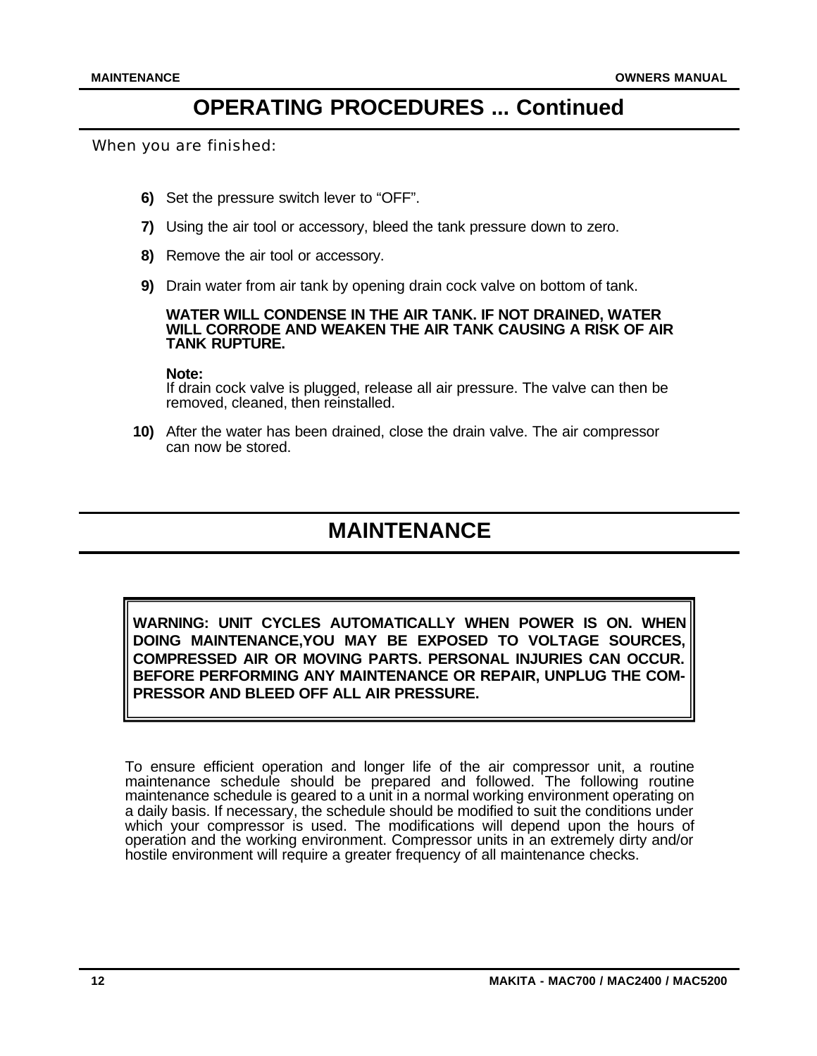# OPERATING PROCEDURES ... Continued

When you are finished:

**6)** Set the pressure switch lever to “OFF”.

**7)** Using the air tool or accessory, bleed the tank pressure down to zero.

**8)** Remove the air tool or accessory.

**9)** Drain water from air tank by opening drain cock valve on bottom of tank.

**WATER WILL CONDENSE IN THE AIR TANK. IF NOT DRAINED, WATER WILL CORRODE AND WEAKEN THE AIR TANK CAUSING A RISK OF AIR TANK RUPTURE.**

**Note:**
If drain cock valve is plugged, release all air pressure. The valve can then be removed, cleaned, then reinstalled.

**10)** After the water has been drained, close the drain valve. The air compressor can now be stored.

# MAINTENANCE

**WARNING: UNIT CYCLES AUTOMATICALLY WHEN POWER IS ON. WHEN DOING MAINTENANCE,YOU MAY BE EXPOSED TO VOLTAGE SOURCES, COMPRESSED AIR OR MOVING PARTS. PERSONAL INJURIES CAN OCCUR. BEFORE PERFORMING ANY MAINTENANCE OR REPAIR, UNPLUG THE COMPRESSOR AND BLEED OFF ALL AIR PRESSURE.**

To ensure efficient operation and longer life of the air compressor unit, a routine maintenance schedule should be prepared and followed. The following routine maintenance schedule is geared to a unit in a normal working environment operating on a daily basis. If necessary, the schedule should be modified to suit the conditions under which your compressor is used. The modifications will depend upon the hours of operation and the working environment. Compressor units in an extremely dirty and/or hostile environment will require a greater frequency of all maintenance checks.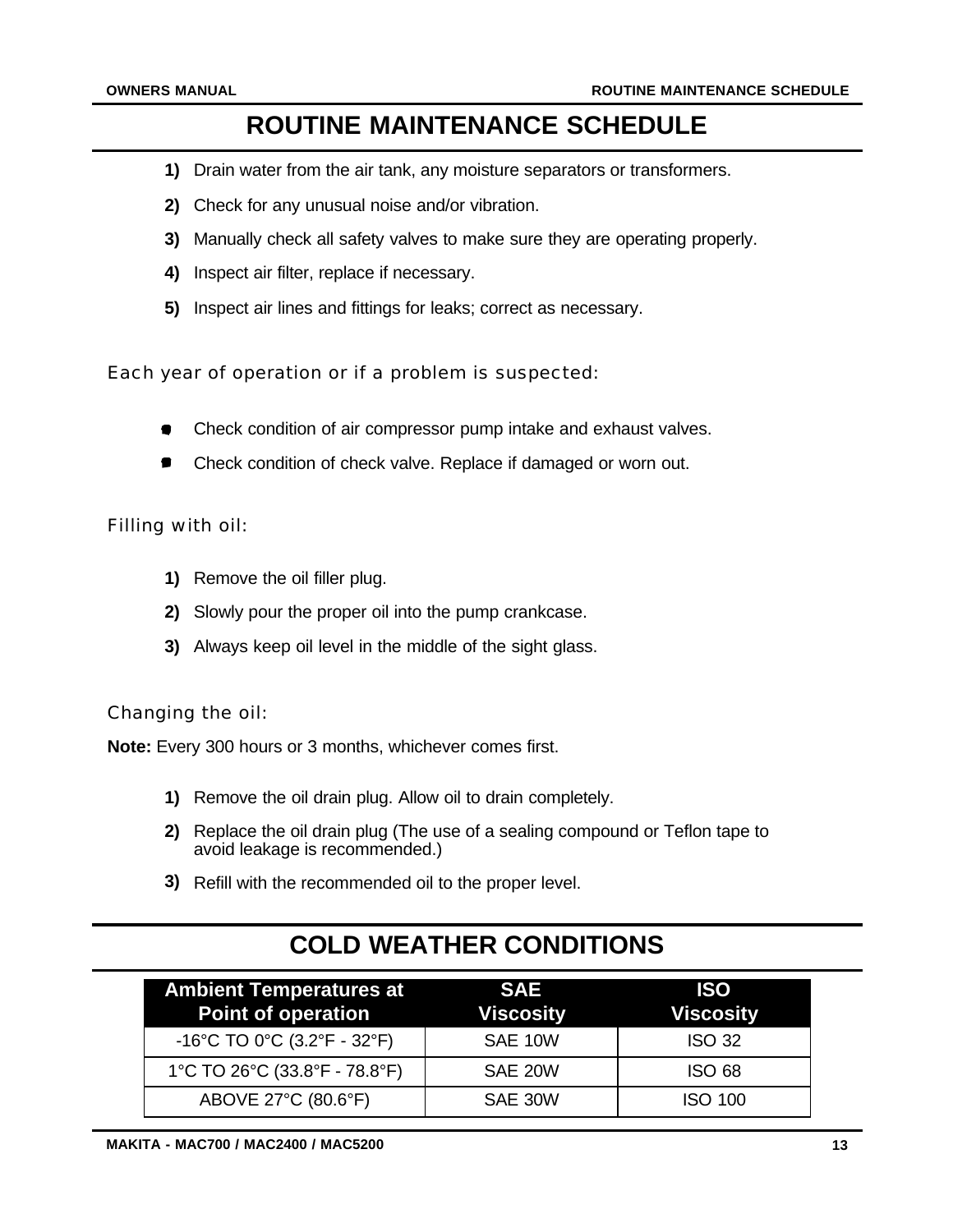# ROUTINE MAINTENANCE SCHEDULE

1) Drain water from the air tank, any moisture separators or transformers.
2) Check for any unusual noise and/or vibration.
3) Manually check all safety valves to make sure they are operating properly.
4) Inspect air filter, replace if necessary.
5) Inspect air lines and fittings for leaks; correct as necessary.

### Each year of operation or if a problem is suspected:

- Check condition of air compressor pump intake and exhaust valves.
- Check condition of check valve. Replace if damaged or worn out.

### Filling with oil:

1) Remove the oil filler plug.
2) Slowly pour the proper oil into the pump crankcase.
3) Always keep oil level in the middle of the sight glass.

### Changing the oil:

**Note:** Every 300 hours or 3 months, whichever comes first.

1) Remove the oil drain plug. Allow oil to drain completely.
2) Replace the oil drain plug (The use of a sealing compound or Teflon tape to avoid leakage is recommended.)
3) Refill with the recommended oil to the proper level.

# COLD WEATHER CONDITIONS

| Ambient Temperatures at Point of operation | SAE Viscosity | ISO Viscosity |
|---|---|---|
| -16°C TO 0°C (3.2°F - 32°F) | SAE 10W | ISO 32 |
| 1°C TO 26°C (33.8°F - 78.8°F) | SAE 20W | ISO 68 |
| ABOVE 27°C (80.6°F) | SAE 30W | ISO 100 |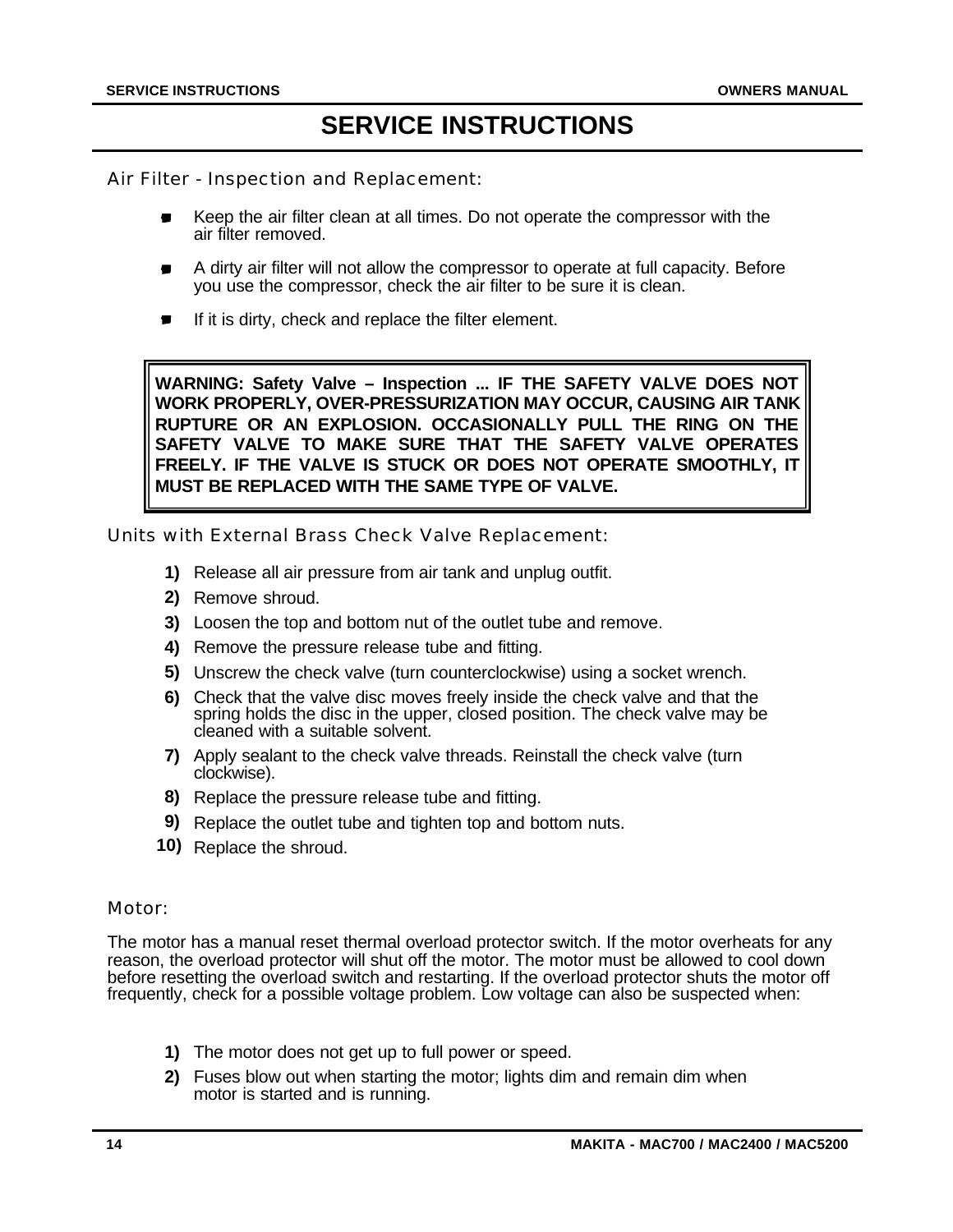# SERVICE INSTRUCTIONS

### Air Filter - Inspection and Replacement:

- Keep the air filter clean at all times. Do not operate the compressor with the air filter removed.
- A dirty air filter will not allow the compressor to operate at full capacity. Before you use the compressor, check the air filter to be sure it is clean.
- If it is dirty, check and replace the filter element.

**WARNING: Safety Valve – Inspection ... IF THE SAFETY VALVE DOES NOT WORK PROPERLY, OVER-PRESSURIZATION MAY OCCUR, CAUSING AIR TANK RUPTURE OR AN EXPLOSION. OCCASIONALLY PULL THE RING ON THE SAFETY VALVE TO MAKE SURE THAT THE SAFETY VALVE OPERATES FREELY. IF THE VALVE IS STUCK OR DOES NOT OPERATE SMOOTHLY, IT MUST BE REPLACED WITH THE SAME TYPE OF VALVE.**

### Units with External Brass Check Valve Replacement:

1) Release all air pressure from air tank and unplug outfit.
2) Remove shroud.
3) Loosen the top and bottom nut of the outlet tube and remove.
4) Remove the pressure release tube and fitting.
5) Unscrew the check valve (turn counterclockwise) using a socket wrench.
6) Check that the valve disc moves freely inside the check valve and that the spring holds the disc in the upper, closed position. The check valve may be cleaned with a suitable solvent.
7) Apply sealant to the check valve threads. Reinstall the check valve (turn clockwise).
8) Replace the pressure release tube and fitting.
9) Replace the outlet tube and tighten top and bottom nuts.
10) Replace the shroud.

### Motor:

The motor has a manual reset thermal overload protector switch. If the motor overheats for any reason, the overload protector will shut off the motor. The motor must be allowed to cool down before resetting the overload switch and restarting. If the overload protector shuts the motor off frequently, check for a possible voltage problem. Low voltage can also be suspected when:

1) The motor does not get up to full power or speed.
2) Fuses blow out when starting the motor; lights dim and remain dim when motor is started and is running.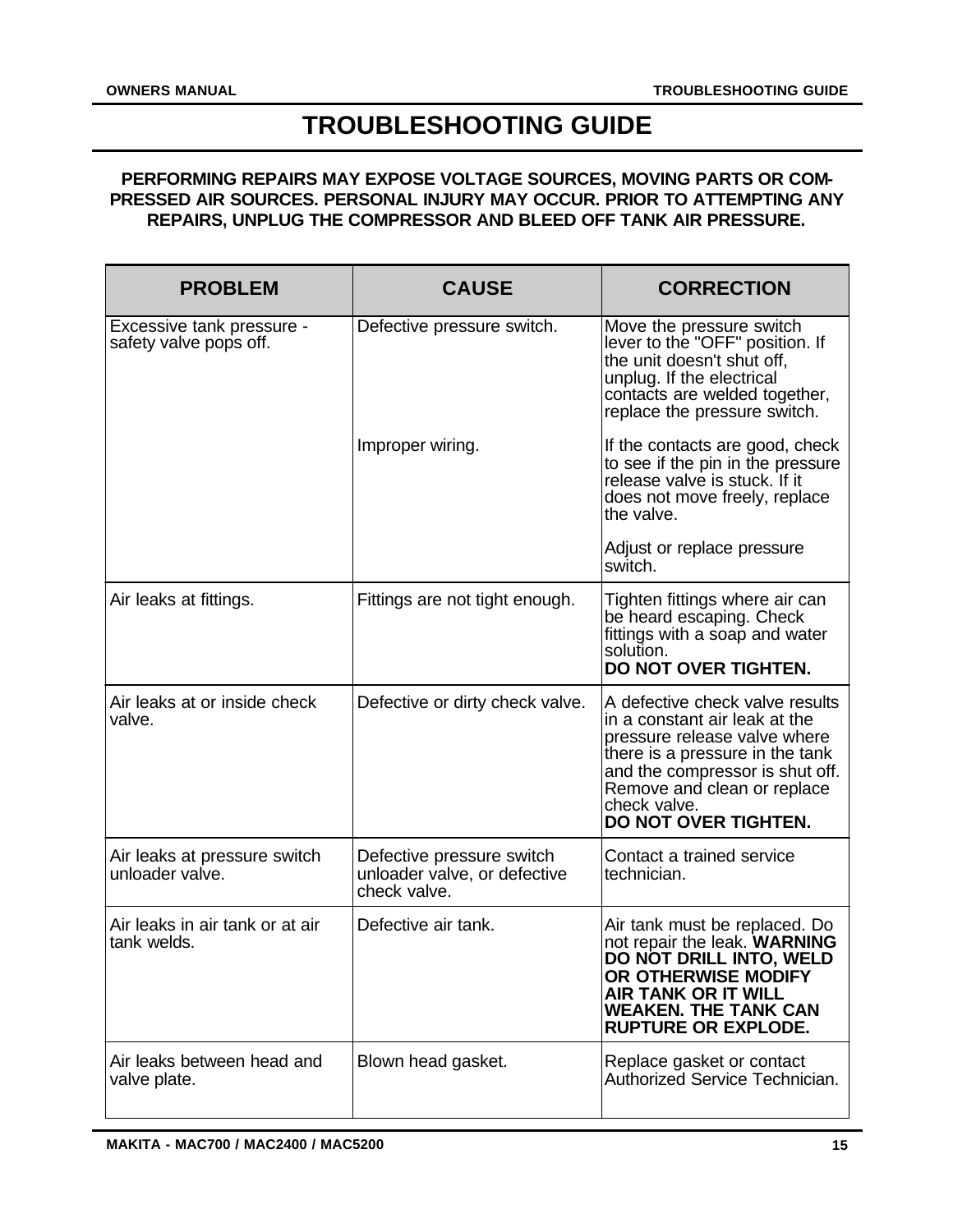# TROUBLESHOOTING GUIDE

**PERFORMING REPAIRS MAY EXPOSE VOLTAGE SOURCES, MOVING PARTS OR COMPRESSED AIR SOURCES. PERSONAL INJURY MAY OCCUR. PRIOR TO ATTEMPTING ANY REPAIRS, UNPLUG THE COMPRESSOR AND BLEED OFF TANK AIR PRESSURE.**

| PROBLEM | CAUSE | CORRECTION |
|---|---|---|
| Excessive tank pressure - safety valve pops off. | Defective pressure switch. | Move the pressure switch lever to the "OFF" position. If the unit doesn't shut off, unplug. If the electrical contacts are welded together, replace the pressure switch. |
| | Improper wiring. | If the contacts are good, check to see if the pin in the pressure release valve is stuck. If it does not move freely, replace the valve.<br><br>Adjust or replace pressure switch. |
| Air leaks at fittings. | Fittings are not tight enough. | Tighten fittings where air can be heard escaping. Check fittings with a soap and water solution.<br>**DO NOT OVER TIGHTEN.** |
| Air leaks at or inside check valve. | Defective or dirty check valve. | A defective check valve results in a constant air leak at the pressure release valve where there is a pressure in the tank and the compressor is shut off. Remove and clean or replace check valve.<br>**DO NOT OVER TIGHTEN.** |
| Air leaks at pressure switch unloader valve. | Defective pressure switch unloader valve, or defective check valve. | Contact a trained service technician. |
| Air leaks in air tank or at air tank welds. | Defective air tank. | Air tank must be replaced. Do not repair the leak. **WARNING DO NOT DRILL INTO, WELD OR OTHERWISE MODIFY AIR TANK OR IT WILL WEAKEN. THE TANK CAN RUPTURE OR EXPLODE.** |
| Air leaks between head and valve plate. | Blown head gasket. | Replace gasket or contact Authorized Service Technician. |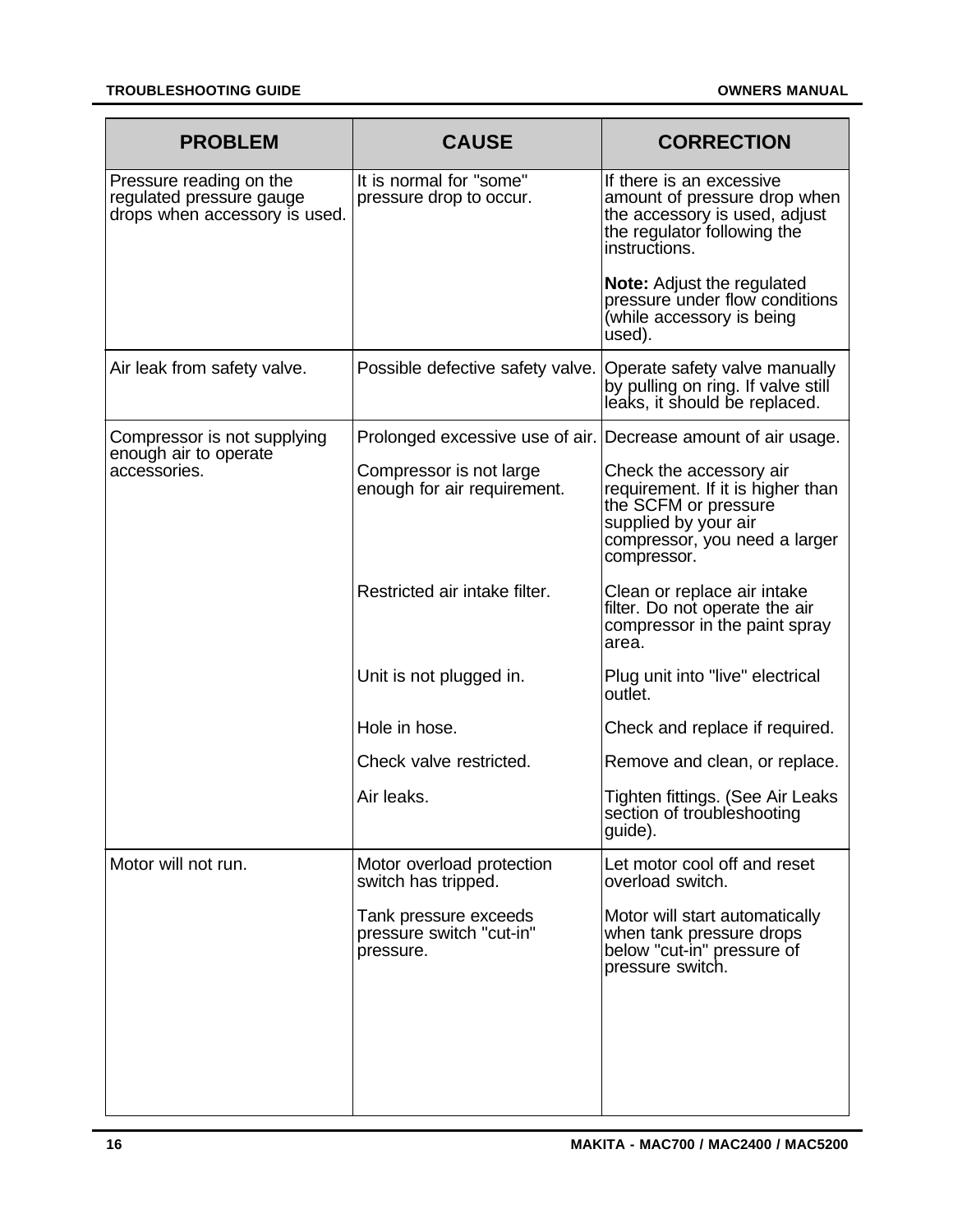| PROBLEM | CAUSE | CORRECTION |
|---|---|---|
| Pressure reading on the regulated pressure gauge drops when accessory is used. | It is normal for "some" pressure drop to occur. | If there is an excessive amount of pressure drop when the accessory is used, adjust the regulator following the instructions.<br><br>**Note:** Adjust the regulated pressure under flow conditions (while accessory is being used). |
| Air leak from safety valve. | Possible defective safety valve. | Operate safety valve manually by pulling on ring. If valve still leaks, it should be replaced. |
| Compressor is not supplying enough air to operate accessories. | Prolonged excessive use of air. | Decrease amount of air usage. |
| | Compressor is not large enough for air requirement. | Check the accessory air requirement. If it is higher than the SCFM or pressure supplied by your air compressor, you need a larger compressor. |
| | Restricted air intake filter. | Clean or replace air intake filter. Do not operate the air compressor in the paint spray area. |
| | Unit is not plugged in. | Plug unit into "live" electrical outlet. |
| | Hole in hose. | Check and replace if required. |
| | Check valve restricted. | Remove and clean, or replace. |
| | Air leaks. | Tighten fittings. (See Air Leaks section of troubleshooting guide). |
| Motor will not run. | Motor overload protection switch has tripped. | Let motor cool off and reset overload switch. |
| | Tank pressure exceeds pressure switch "cut-in" pressure. | Motor will start automatically when tank pressure drops below "cut-in" pressure of pressure switch. |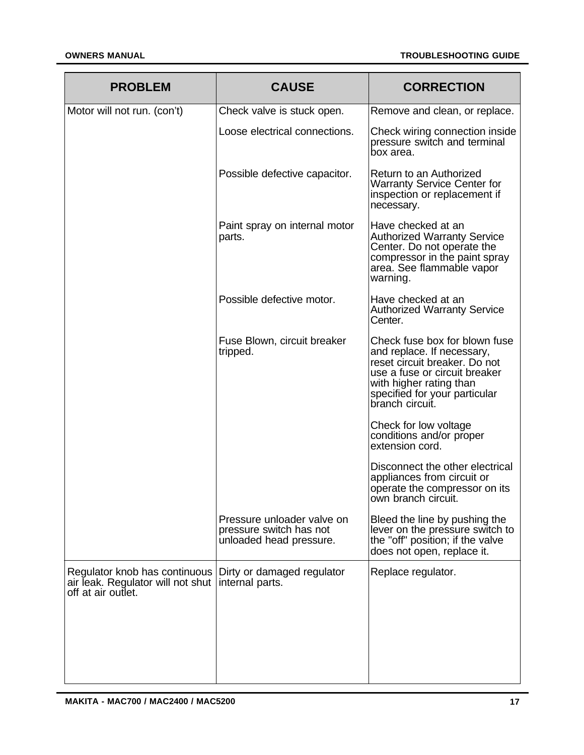| PROBLEM | CAUSE | CORRECTION |
|---|---|---|
| Motor will not run. (con't) | Check valve is stuck open. | Remove and clean, or replace. |
| | Loose electrical connections. | Check wiring connection inside pressure switch and terminal box area. |
| | Possible defective capacitor. | Return to an Authorized Warranty Service Center for inspection or replacement if necessary. |
| | Paint spray on internal motor parts. | Have checked at an Authorized Warranty Service Center. Do not operate the compressor in the paint spray area. See flammable vapor warning. |
| | Possible defective motor. | Have checked at an Authorized Warranty Service Center. |
| | Fuse Blown, circuit breaker tripped. | Check fuse box for blown fuse and replace. If necessary, reset circuit breaker. Do not use a fuse or circuit breaker with higher rating than specified for your particular branch circuit.<br><br>Check for low voltage conditions and/or proper extension cord.<br><br>Disconnect the other electrical appliances from circuit or operate the compressor on its own branch circuit. |
| | Pressure unloader valve on pressure switch has not unloaded head pressure. | Bleed the line by pushing the lever on the pressure switch to the "off" position; if the valve does not open, replace it. |
| Regulator knob has continuous air leak. Regulator will not shut off at air outlet. | Dirty or damaged regulator internal parts. | Replace regulator. |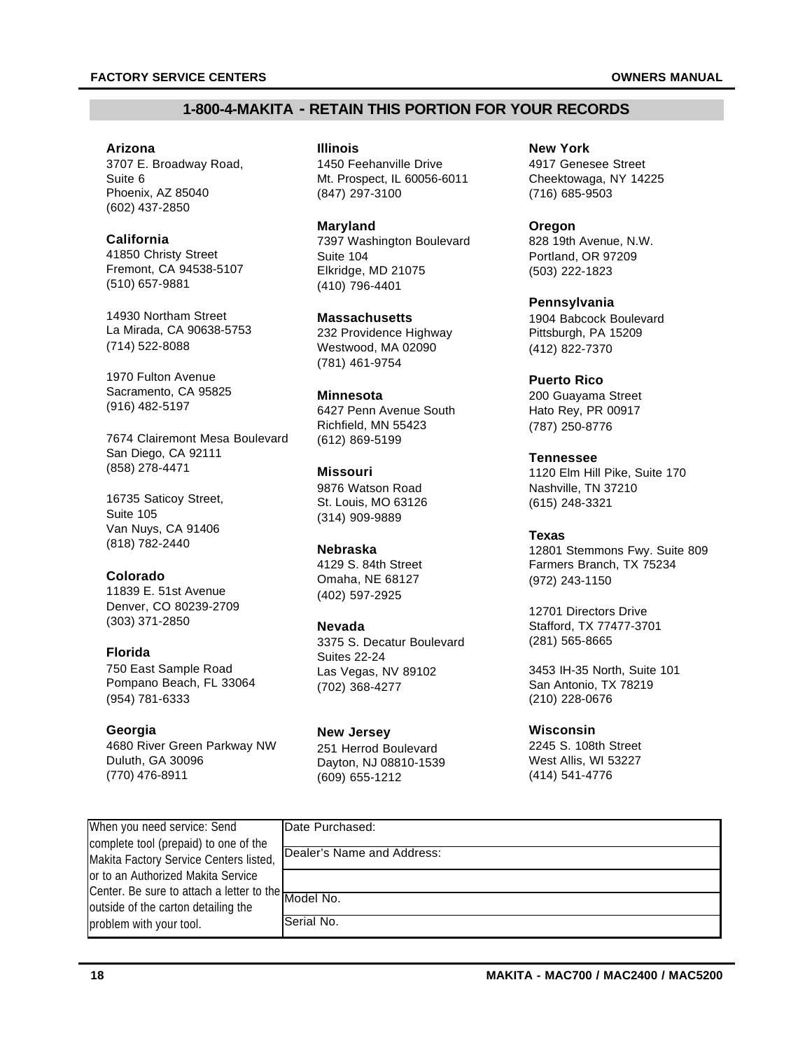## 1-800-4-MAKITA - RETAIN THIS PORTION FOR YOUR RECORDS

**Arizona**
3707 E. Broadway Road,
Suite 6
Phoenix, AZ 85040
(602) 437-2850

**California**
41850 Christy Street
Fremont, CA 94538-5107
(510) 657-9881

14930 Northam Street
La Mirada, CA 90638-5753
(714) 522-8088

1970 Fulton Avenue
Sacramento, CA 95825
(916) 482-5197

7674 Clairemont Mesa Boulevard
San Diego, CA 92111
(858) 278-4471

16735 Saticoy Street,
Suite 105
Van Nuys, CA 91406
(818) 782-2440

**Colorado**
11839 E. 51st Avenue
Denver, CO 80239-2709
(303) 371-2850

**Florida**
750 East Sample Road
Pompano Beach, FL 33064
(954) 781-6333

**Georgia**
4680 River Green Parkway NW
Duluth, GA 30096
(770) 476-8911

**Illinois**
1450 Feehanville Drive
Mt. Prospect, IL 60056-6011
(847) 297-3100

**Maryland**
7397 Washington Boulevard
Suite 104
Elkridge, MD 21075
(410) 796-4401

**Massachusetts**
232 Providence Highway
Westwood, MA 02090
(781) 461-9754

**Minnesota**
6427 Penn Avenue South
Richfield, MN 55423
(612) 869-5199

**Missouri**
9876 Watson Road
St. Louis, MO 63126
(314) 909-9889

**Nebraska**
4129 S. 84th Street
Omaha, NE 68127
(402) 597-2925

**Nevada**
3375 S. Decatur Boulevard
Suites 22-24
Las Vegas, NV 89102
(702) 368-4277

**New Jersey**
251 Herrod Boulevard
Dayton, NJ 08810-1539
(609) 655-1212

**New York**
4917 Genesee Street
Cheektowaga, NY 14225
(716) 685-9503

**Oregon**
828 19th Avenue, N.W.
Portland, OR 97209
(503) 222-1823

**Pennsylvania**
1904 Babcock Boulevard
Pittsburgh, PA 15209
(412) 822-7370

**Puerto Rico**
200 Guayama Street
Hato Rey, PR 00917
(787) 250-8776

**Tennessee**
1120 Elm Hill Pike, Suite 170
Nashville, TN 37210
(615) 248-3321

**Texas**
12801 Stemmons Fwy. Suite 809
Farmers Branch, TX 75234
(972) 243-1150

12701 Directors Drive
Stafford, TX 77477-3701
(281) 565-8665

3453 IH-35 North, Suite 101
San Antonio, TX 78219
(210) 228-0676

**Wisconsin**
2245 S. 108th Street
West Allis, WI 53227
(414) 541-4776

| When you need service: Send complete tool (prepaid) to one of the Makita Factory Service Centers listed, or to an Authorized Makita Service Center. Be sure to attach a letter to the outside of the carton detailing the problem with your tool. | Date Purchased: |
|---|---|
| | Dealer's Name and Address: |
| | |
| | Model No. |
| | Serial No. |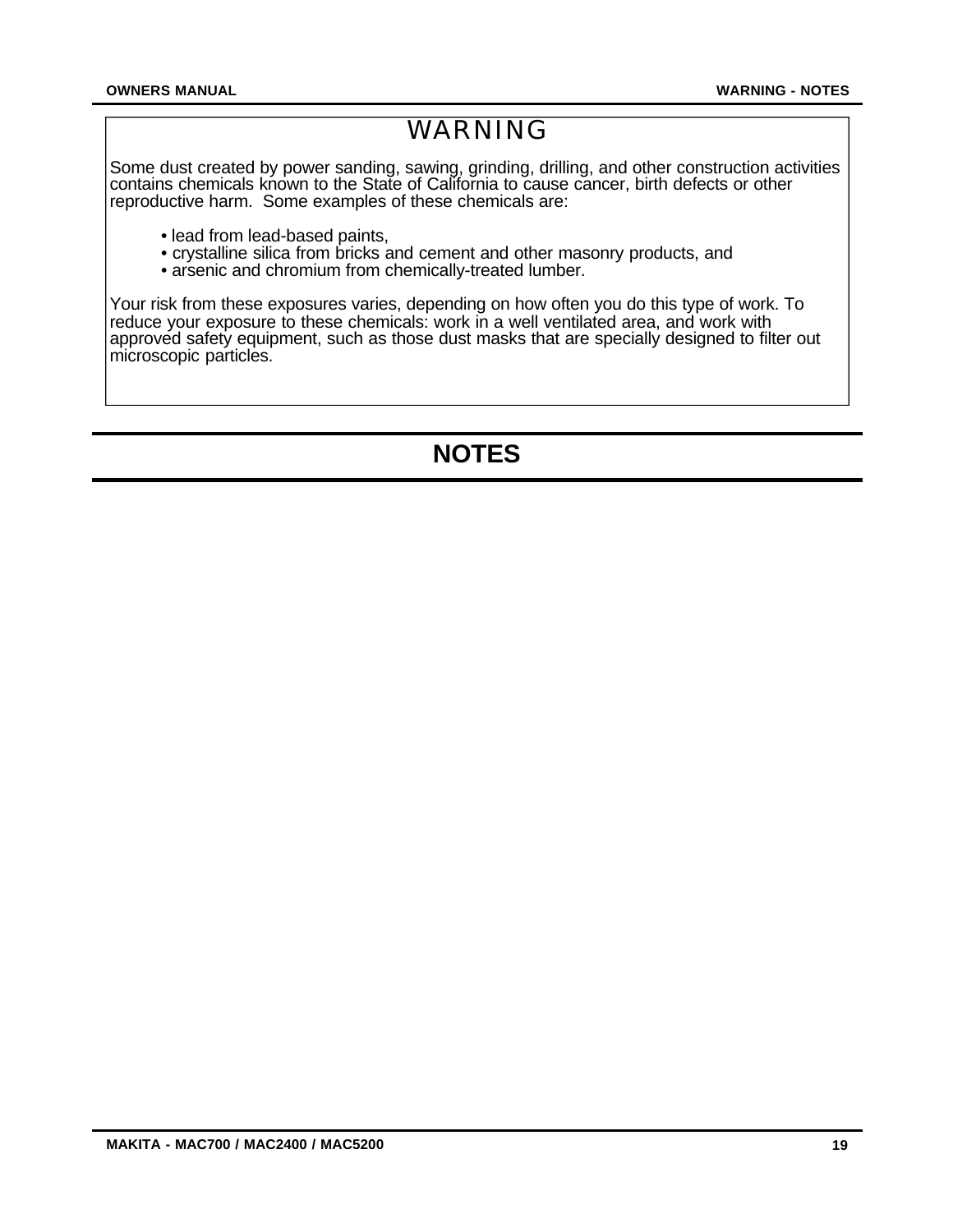# WARNING

Some dust created by power sanding, sawing, grinding, drilling, and other construction activities contains chemicals known to the State of California to cause cancer, birth defects or other reproductive harm. Some examples of these chemicals are:

- lead from lead-based paints,
- crystalline silica from bricks and cement and other masonry products, and
- arsenic and chromium from chemically-treated lumber.

Your risk from these exposures varies, depending on how often you do this type of work. To reduce your exposure to these chemicals: work in a well ventilated area, and work with approved safety equipment, such as those dust masks that are specially designed to filter out microscopic particles.

# NOTES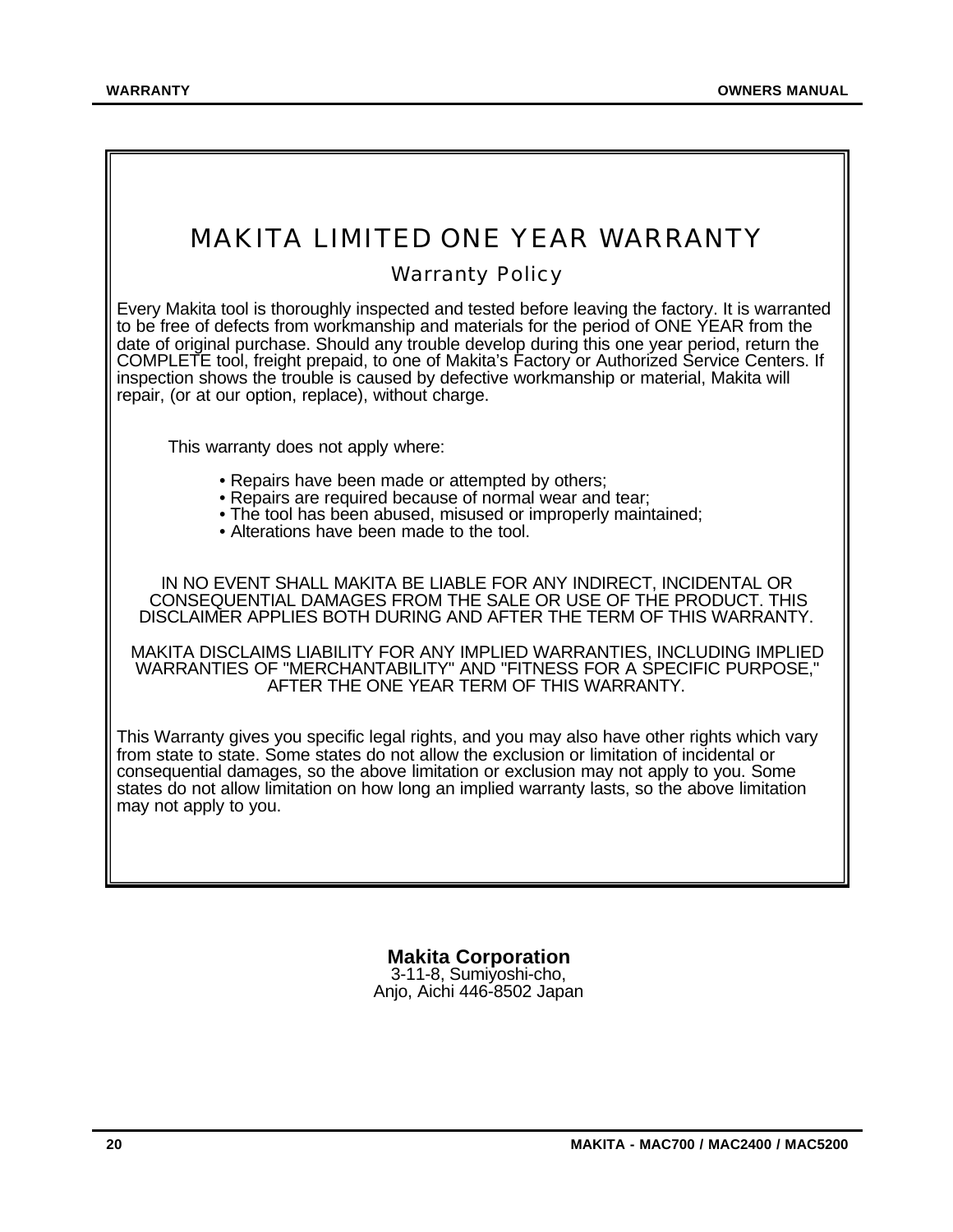# MAKITA LIMITED ONE YEAR WARRANTY

## Warranty Policy

Every Makita tool is thoroughly inspected and tested before leaving the factory. It is warranted to be free of defects from workmanship and materials for the period of ONE YEAR from the date of original purchase. Should any trouble develop during this one year period, return the COMPLETE tool, freight prepaid, to one of Makita's Factory or Authorized Service Centers. If inspection shows the trouble is caused by defective workmanship or material, Makita will repair, (or at our option, replace), without charge.

This warranty does not apply where:

- Repairs have been made or attempted by others;
- Repairs are required because of normal wear and tear;
- The tool has been abused, misused or improperly maintained;
- Alterations have been made to the tool.

IN NO EVENT SHALL MAKITA BE LIABLE FOR ANY INDIRECT, INCIDENTAL OR CONSEQUENTIAL DAMAGES FROM THE SALE OR USE OF THE PRODUCT. THIS DISCLAIMER APPLIES BOTH DURING AND AFTER THE TERM OF THIS WARRANTY.

MAKITA DISCLAIMS LIABILITY FOR ANY IMPLIED WARRANTIES, INCLUDING IMPLIED WARRANTIES OF "MERCHANTABILITY" AND "FITNESS FOR A SPECIFIC PURPOSE," AFTER THE ONE YEAR TERM OF THIS WARRANTY.

This Warranty gives you specific legal rights, and you may also have other rights which vary from state to state. Some states do not allow the exclusion or limitation of incidental or consequential damages, so the above limitation or exclusion may not apply to you. Some states do not allow limitation on how long an implied warranty lasts, so the above limitation may not apply to you.

**Makita Corporation**
3-11-8, Sumiyoshi-cho,
Anjo, Aichi 446-8502 Japan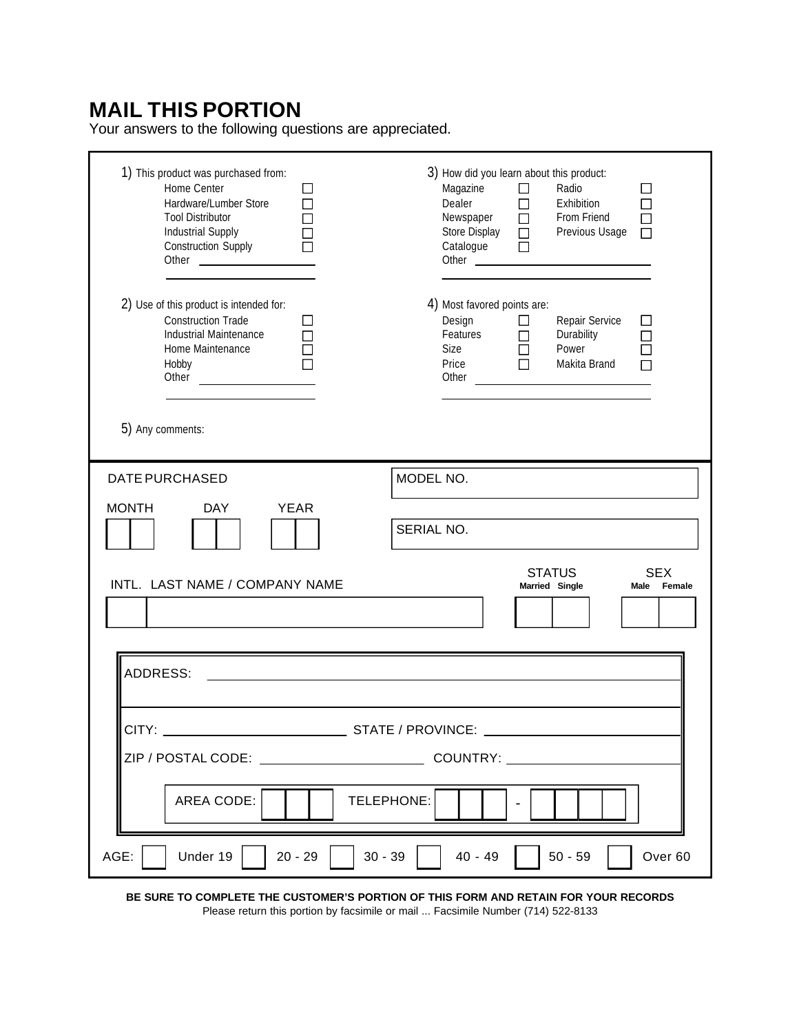# MAIL THIS PORTION

Your answers to the following questions are appreciated.

1) This product was purchased from:
- Home Center ☐
- Hardware/Lumber Store ☐
- Tool Distributor ☐
- Industrial Supply ☐
- Construction Supply ☐
- Other ______________

2) Use of this product is intended for:
- Construction Trade ☐
- Industrial Maintenance ☐
- Home Maintenance ☐
- Hobby ☐
- Other ______________

3) How did you learn about this product:
- Magazine ☐
- Dealer ☐
- Newspaper ☐
- Store Display ☐
- Catalogue ☐
- Radio ☐
- Exhibition ☐
- From Friend ☐
- Previous Usage ☐
- Other ______________

4) Most favored points are:
- Design ☐
- Features ☐
- Size ☐
- Price ☐
- Repair Service ☐
- Durability ☐
- Power ☐
- Makita Brand ☐
- Other ______________

5) Any comments:

---

DATE PURCHASED

MONTH ☐☐ DAY ☐☐ YEAR ☐☐

MODEL NO.

SERIAL NO.

INTL. LAST NAME / COMPANY NAME

STATUS: Married ☐ Single ☐

SEX: Male ☐ Female ☐

ADDRESS: ______________

CITY: ______________ STATE / PROVINCE: ______________

ZIP / POSTAL CODE: ______________ COUNTRY: ______________

AREA CODE: ☐☐☐ TELEPHONE: ☐☐☐ - ☐☐☐☐

AGE: ☐ Under 19 ☐ 20 - 29 ☐ 30 - 39 ☐ 40 - 49 ☐ 50 - 59 ☐ Over 60

**BE SURE TO COMPLETE THE CUSTOMER'S PORTION OF THIS FORM AND RETAIN FOR YOUR RECORDS**

Please return this portion by facsimile or mail ... Facsimile Number (714) 522-8133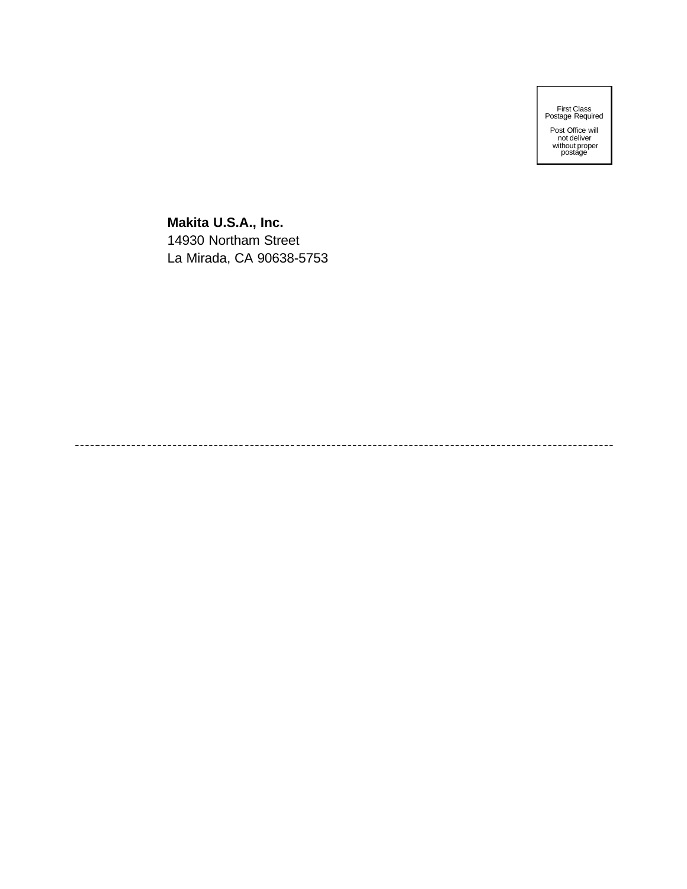First Class Postage Required

Post Office will not deliver without proper postage

**Makita U.S.A., Inc.**
14930 Northam Street
La Mirada, CA 90638-5753